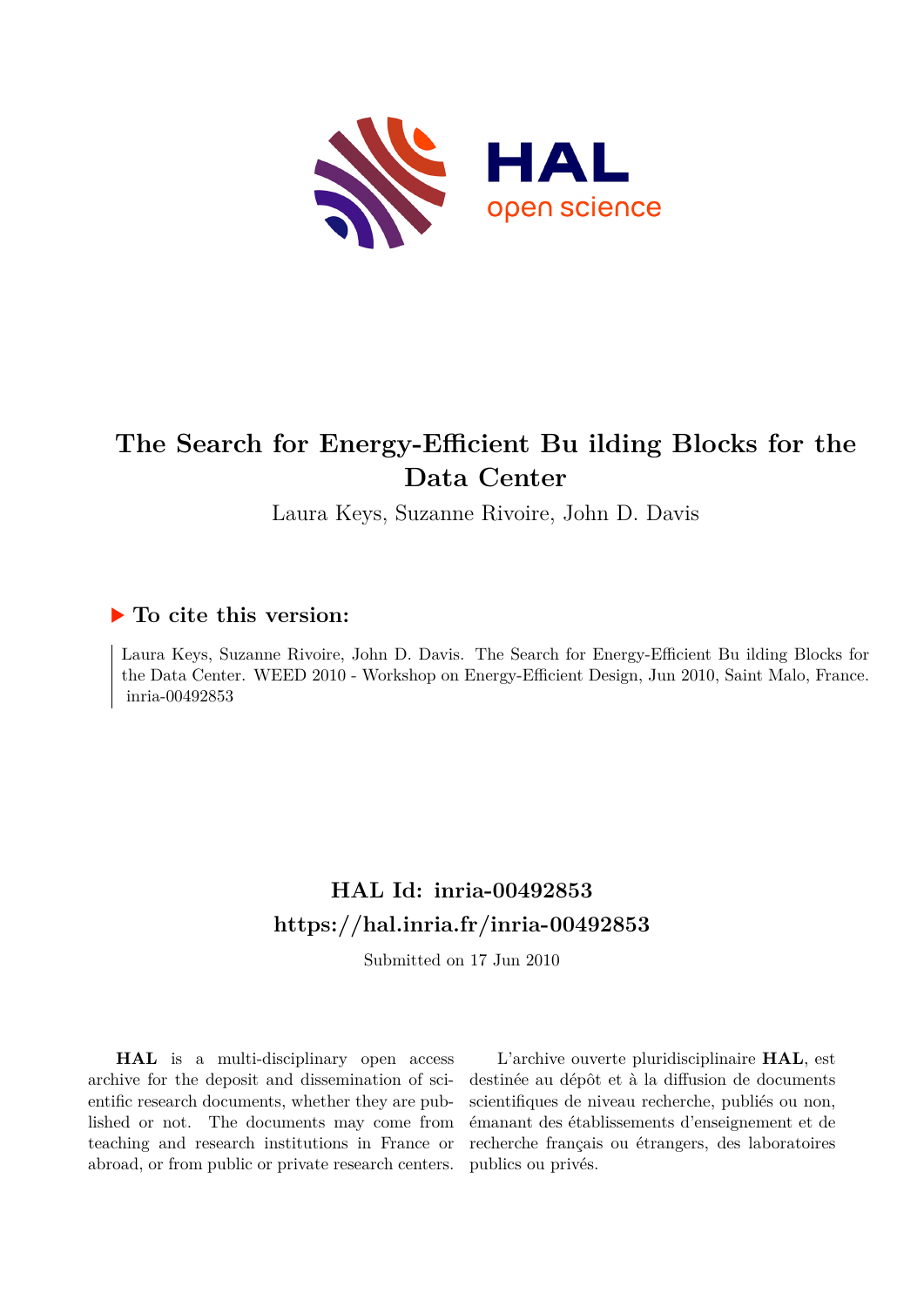# The Search for Energy-Efficient Bu ilding Blocks for the Data Center

Laura Keys, Suzanne Rivoire, John D. Davis

## ▶ To cite this version:

Laura Keys, Suzanne Rivoire, John D. Davis. The Search for Energy-Efficient Bu ilding Blocks for the Data Center. WEED 2010 - Workshop on Energy-Efficient Design, Jun 2010, Saint Malo, France. inria-00492853

## HAL Id: inria-00492853
## https://hal.inria.fr/inria-00492853

Submitted on 17 Jun 2010

**HAL** is a multi-disciplinary open access archive for the deposit and dissemination of scientific research documents, whether they are published or not. The documents may come from teaching and research institutions in France or abroad, or from public or private research centers.

L'archive ouverte pluridisciplinaire **HAL**, est destinée au dépôt et à la diffusion de documents scientifiques de niveau recherche, publiés ou non, émanant des établissements d'enseignement et de recherche français ou étrangers, des laboratoires publics ou privés.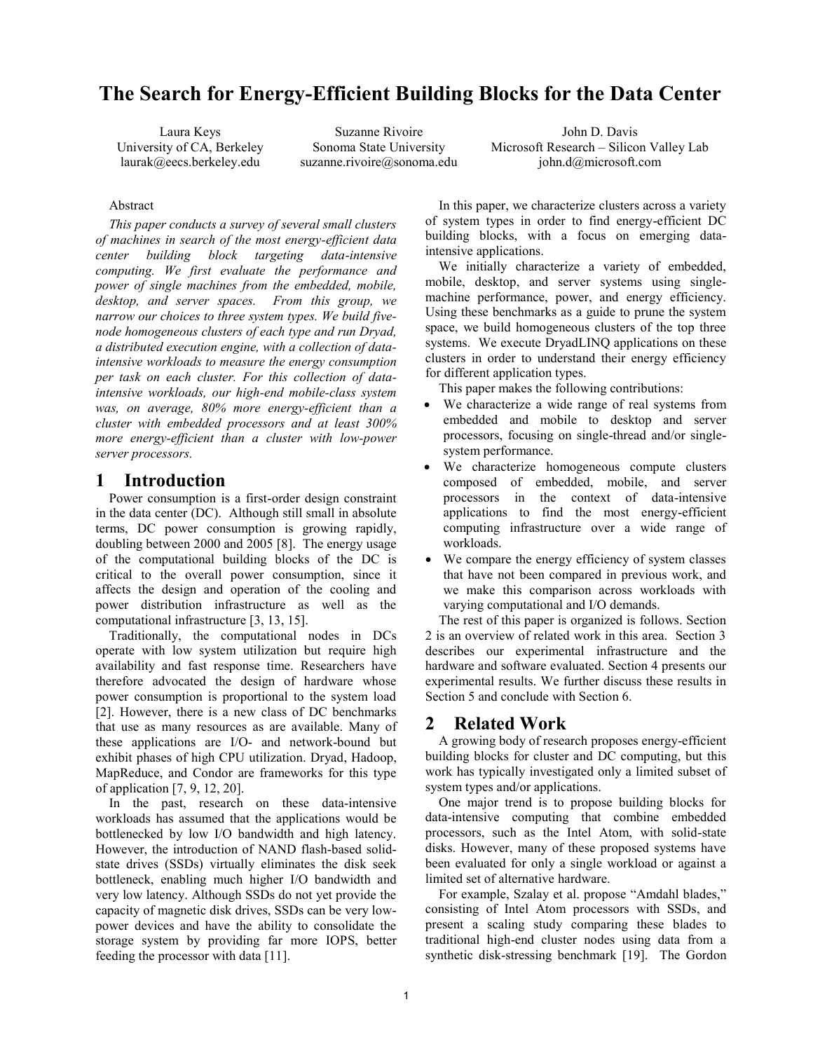# The Search for Energy-Efficient Building Blocks for the Data Center

Laura Keys
University of CA, Berkeley
laurak@eecs.berkeley.edu

Suzanne Rivoire
Sonoma State University
suzanne.rivoire@sonoma.edu

John D. Davis
Microsoft Research – Silicon Valley Lab
john.d@microsoft.com

Abstract

*This paper conducts a survey of several small clusters of machines in search of the most energy-efficient data center building block targeting data-intensive computing. We first evaluate the performance and power of single machines from the embedded, mobile, desktop, and server spaces. From this group, we narrow our choices to three system types. We build five-node homogeneous clusters of each type and run Dryad, a distributed execution engine, with a collection of data-intensive workloads to measure the energy consumption per task on each cluster. For this collection of data-intensive workloads, our high-end mobile-class system was, on average, 80% more energy-efficient than a cluster with embedded processors and at least 300% more energy-efficient than a cluster with low-power server processors.*

## 1 Introduction

Power consumption is a first-order design constraint in the data center (DC). Although still small in absolute terms, DC power consumption is growing rapidly, doubling between 2000 and 2005 [8]. The energy usage of the computational building blocks of the DC is critical to the overall power consumption, since it affects the design and operation of the cooling and power distribution infrastructure as well as the computational infrastructure [3, 13, 15].

Traditionally, the computational nodes in DCs operate with low system utilization but require high availability and fast response time. Researchers have therefore advocated the design of hardware whose power consumption is proportional to the system load [2]. However, there is a new class of DC benchmarks that use as many resources as are available. Many of these applications are I/O- and network-bound but exhibit phases of high CPU utilization. Dryad, Hadoop, MapReduce, and Condor are frameworks for this type of application [7, 9, 12, 20].

In the past, research on these data-intensive workloads has assumed that the applications would be bottlenecked by low I/O bandwidth and high latency. However, the introduction of NAND flash-based solid-state drives (SSDs) virtually eliminates the disk seek bottleneck, enabling much higher I/O bandwidth and very low latency. Although SSDs do not yet provide the capacity of magnetic disk drives, SSDs can be very low-power devices and have the ability to consolidate the storage system by providing far more IOPS, better feeding the processor with data [11].

In this paper, we characterize clusters across a variety of system types in order to find energy-efficient DC building blocks, with a focus on emerging data-intensive applications.

We initially characterize a variety of embedded, mobile, desktop, and server systems using single-machine performance, power, and energy efficiency. Using these benchmarks as a guide to prune the system space, we build homogeneous clusters of the top three systems. We execute DryadLINQ applications on these clusters in order to understand their energy efficiency for different application types.

This paper makes the following contributions:

- We characterize a wide range of real systems from embedded and mobile to desktop and server processors, focusing on single-thread and/or single-system performance.
- We characterize homogeneous compute clusters composed of embedded, mobile, and server processors in the context of data-intensive applications to find the most energy-efficient computing infrastructure over a wide range of workloads.
- We compare the energy efficiency of system classes that have not been compared in previous work, and we make this comparison across workloads with varying computational and I/O demands.

The rest of this paper is organized is follows. Section 2 is an overview of related work in this area. Section 3 describes our experimental infrastructure and the hardware and software evaluated. Section 4 presents our experimental results. We further discuss these results in Section 5 and conclude with Section 6.

## 2 Related Work

A growing body of research proposes energy-efficient building blocks for cluster and DC computing, but this work has typically investigated only a limited subset of system types and/or applications.

One major trend is to propose building blocks for data-intensive computing that combine embedded processors, such as the Intel Atom, with solid-state disks. However, many of these proposed systems have been evaluated for only a single workload or against a limited set of alternative hardware.

For example, Szalay et al. propose "Amdahl blades," consisting of Intel Atom processors with SSDs, and present a scaling study comparing these blades to traditional high-end cluster nodes using data from a synthetic disk-stressing benchmark [19]. The Gordon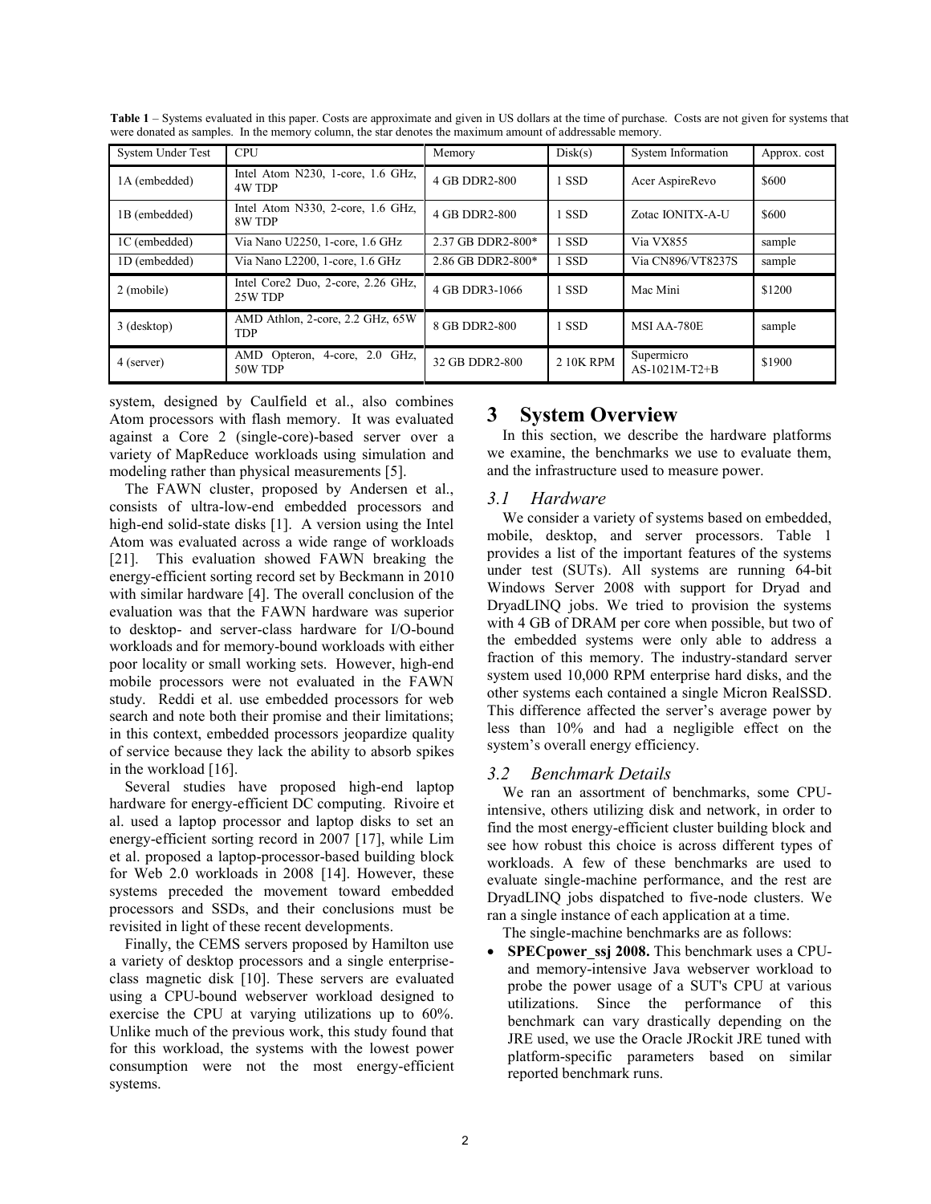**Table 1** – Systems evaluated in this paper. Costs are approximate and given in US dollars at the time of purchase. Costs are not given for systems that were donated as samples. In the memory column, the star denotes the maximum amount of addressable memory.

| System Under Test | CPU | Memory | Disk(s) | System Information | Approx. cost |
|---|---|---|---|---|---|
| 1A (embedded) | Intel Atom N230, 1-core, 1.6 GHz, 4W TDP | 4 GB DDR2-800 | 1 SSD | Acer AspireRevo | $600 |
| 1B (embedded) | Intel Atom N330, 2-core, 1.6 GHz, 8W TDP | 4 GB DDR2-800 | 1 SSD | Zotac IONITX-A-U | $600 |
| 1C (embedded) | Via Nano U2250, 1-core, 1.6 GHz | 2.37 GB DDR2-800* | 1 SSD | Via VX855 | sample |
| 1D (embedded) | Via Nano L2200, 1-core, 1.6 GHz | 2.86 GB DDR2-800* | 1 SSD | Via CN896/VT8237S | sample |
| 2 (mobile) | Intel Core2 Duo, 2-core, 2.26 GHz, 25W TDP | 4 GB DDR3-1066 | 1 SSD | Mac Mini | $1200 |
| 3 (desktop) | AMD Athlon, 2-core, 2.2 GHz, 65W TDP | 8 GB DDR2-800 | 1 SSD | MSI AA-780E | sample |
| 4 (server) | AMD Opteron, 4-core, 2.0 GHz, 50W TDP | 32 GB DDR2-800 | 2 10K RPM | Supermicro AS-1021M-T2+B | $1900 |

system, designed by Caulfield et al., also combines Atom processors with flash memory. It was evaluated against a Core 2 (single-core)-based server over a variety of MapReduce workloads using simulation and modeling rather than physical measurements [5].

The FAWN cluster, proposed by Andersen et al., consists of ultra-low-end embedded processors and high-end solid-state disks [1]. A version using the Intel Atom was evaluated across a wide range of workloads [21]. This evaluation showed FAWN breaking the energy-efficient sorting record set by Beckmann in 2010 with similar hardware [4]. The overall conclusion of the evaluation was that the FAWN hardware was superior to desktop- and server-class hardware for I/O-bound workloads and for memory-bound workloads with either poor locality or small working sets. However, high-end mobile processors were not evaluated in the FAWN study. Reddi et al. use embedded processors for web search and note both their promise and their limitations; in this context, embedded processors jeopardize quality of service because they lack the ability to absorb spikes in the workload [16].

Several studies have proposed high-end laptop hardware for energy-efficient DC computing. Rivoire et al. used a laptop processor and laptop disks to set an energy-efficient sorting record in 2007 [17], while Lim et al. proposed a laptop-processor-based building block for Web 2.0 workloads in 2008 [14]. However, these systems preceded the movement toward embedded processors and SSDs, and their conclusions must be revisited in light of these recent developments.

Finally, the CEMS servers proposed by Hamilton use a variety of desktop processors and a single enterprise-class magnetic disk [10]. These servers are evaluated using a CPU-bound webserver workload designed to exercise the CPU at varying utilizations up to 60%. Unlike much of the previous work, this study found that for this workload, the systems with the lowest power consumption were not the most energy-efficient systems.

# 3 System Overview

In this section, we describe the hardware platforms we examine, the benchmarks we use to evaluate them, and the infrastructure used to measure power.

## 3.1 Hardware

We consider a variety of systems based on embedded, mobile, desktop, and server processors. Table 1 provides a list of the important features of the systems under test (SUTs). All systems are running 64-bit Windows Server 2008 with support for Dryad and DryadLINQ jobs. We tried to provision the systems with 4 GB of DRAM per core when possible, but two of the embedded systems were only able to address a fraction of this memory. The industry-standard server system used 10,000 RPM enterprise hard disks, and the other systems each contained a single Micron RealSSD. This difference affected the server's average power by less than 10% and had a negligible effect on the system's overall energy efficiency.

## 3.2 Benchmark Details

We ran an assortment of benchmarks, some CPU-intensive, others utilizing disk and network, in order to find the most energy-efficient cluster building block and see how robust this choice is across different types of workloads. A few of these benchmarks are used to evaluate single-machine performance, and the rest are DryadLINQ jobs dispatched to five-node clusters. We ran a single instance of each application at a time.

The single-machine benchmarks are as follows:

- **SPECpower_ssj 2008.** This benchmark uses a CPU- and memory-intensive Java webserver workload to probe the power usage of a SUT's CPU at various utilizations. Since the performance of this benchmark can vary drastically depending on the JRE used, we use the Oracle JRockit JRE tuned with platform-specific parameters based on similar reported benchmark runs.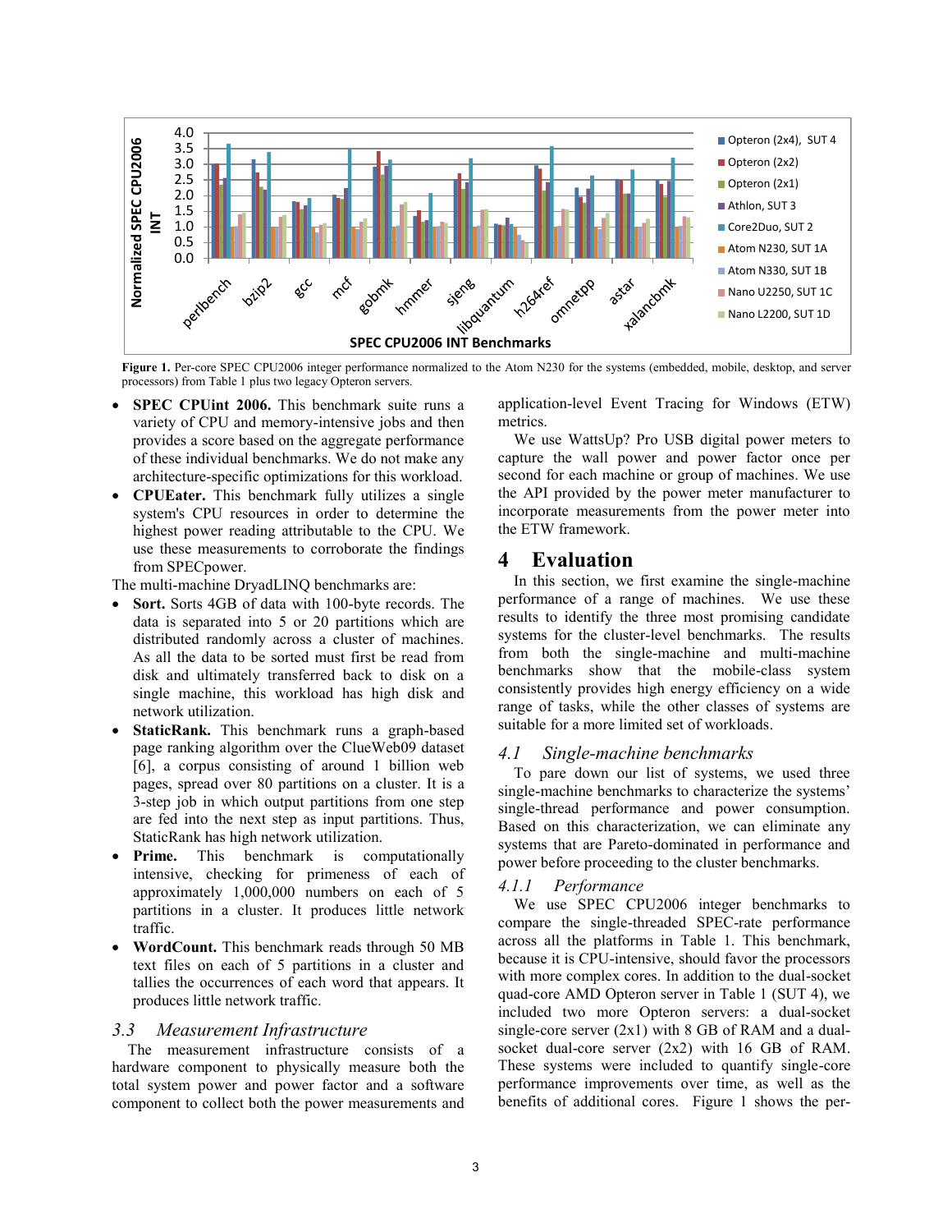**Figure 1.** Per-core SPEC CPU2006 integer performance normalized to the Atom N230 for the systems (embedded, mobile, desktop, and server processors) from Table 1 plus two legacy Opteron servers.

- **SPEC CPUint 2006.** This benchmark suite runs a variety of CPU and memory-intensive jobs and then provides a score based on the aggregate performance of these individual benchmarks. We do not make any architecture-specific optimizations for this workload.
- **CPUEater.** This benchmark fully utilizes a single system's CPU resources in order to determine the highest power reading attributable to the CPU. We use these measurements to corroborate the findings from SPECpower.

The multi-machine DryadLINQ benchmarks are:

- **Sort.** Sorts 4GB of data with 100-byte records. The data is separated into 5 or 20 partitions which are distributed randomly across a cluster of machines. As all the data to be sorted must first be read from disk and ultimately transferred back to disk on a single machine, this workload has high disk and network utilization.
- **StaticRank.** This benchmark runs a graph-based page ranking algorithm over the ClueWeb09 dataset [6], a corpus consisting of around 1 billion web pages, spread over 80 partitions on a cluster. It is a 3-step job in which output partitions from one step are fed into the next step as input partitions. Thus, StaticRank has high network utilization.
- **Prime.** This benchmark is computationally intensive, checking for primeness of each of approximately 1,000,000 numbers on each of 5 partitions in a cluster. It produces little network traffic.
- **WordCount.** This benchmark reads through 50 MB text files on each of 5 partitions in a cluster and tallies the occurrences of each word that appears. It produces little network traffic.

### *3.3 Measurement Infrastructure*

The measurement infrastructure consists of a hardware component to physically measure both the total system power and power factor and a software component to collect both the power measurements and application-level Event Tracing for Windows (ETW) metrics.

We use WattsUp? Pro USB digital power meters to capture the wall power and power factor once per second for each machine or group of machines. We use the API provided by the power meter manufacturer to incorporate measurements from the power meter into the ETW framework.

# 4 Evaluation

In this section, we first examine the single-machine performance of a range of machines. We use these results to identify the three most promising candidate systems for the cluster-level benchmarks. The results from both the single-machine and multi-machine benchmarks show that the mobile-class system consistently provides high energy efficiency on a wide range of tasks, while the other classes of systems are suitable for a more limited set of workloads.

### *4.1 Single-machine benchmarks*

To pare down our list of systems, we used three single-machine benchmarks to characterize the systems' single-thread performance and power consumption. Based on this characterization, we can eliminate any systems that are Pareto-dominated in performance and power before proceeding to the cluster benchmarks.

#### *4.1.1 Performance*

We use SPEC CPU2006 integer benchmarks to compare the single-threaded SPEC-rate performance across all the platforms in Table 1. This benchmark, because it is CPU-intensive, should favor the processors with more complex cores. In addition to the dual-socket quad-core AMD Opteron server in Table 1 (SUT 4), we included two more Opteron servers: a dual-socket single-core server (2x1) with 8 GB of RAM and a dual-socket dual-core server (2x2) with 16 GB of RAM. These systems were included to quantify single-core performance improvements over time, as well as the benefits of additional cores. Figure 1 shows the per-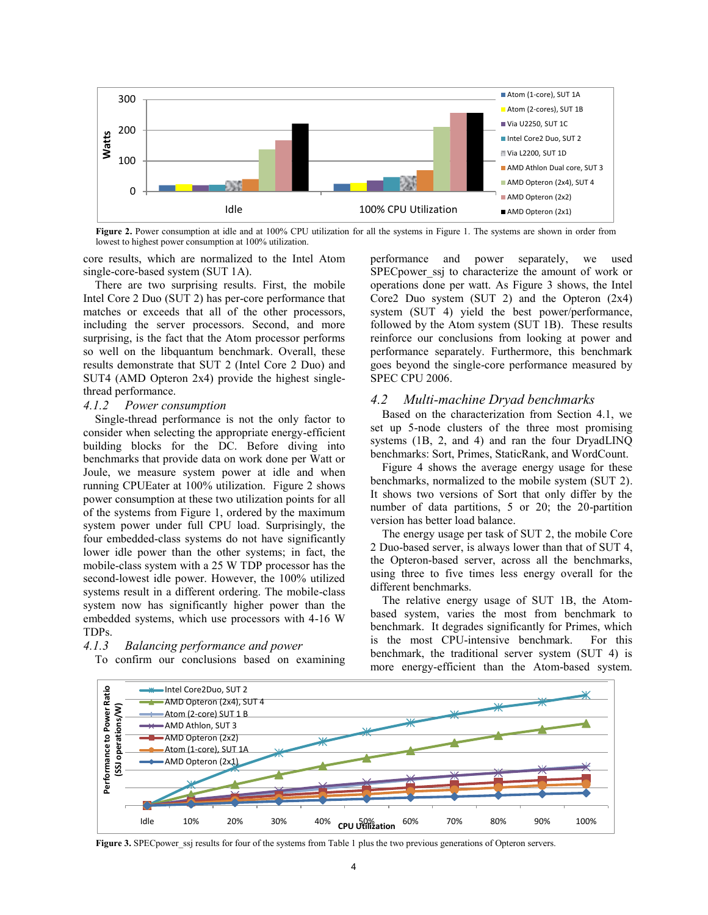**Figure 2.** Power consumption at idle and at 100% CPU utilization for all the systems in Figure 1. The systems are shown in order from lowest to highest power consumption at 100% utilization.

core results, which are normalized to the Intel Atom single-core-based system (SUT 1A).

There are two surprising results. First, the mobile Intel Core 2 Duo (SUT 2) has per-core performance that matches or exceeds that all of the other processors, including the server processors. Second, and more surprising, is the fact that the Atom processor performs so well on the libquantum benchmark. Overall, these results demonstrate that SUT 2 (Intel Core 2 Duo) and SUT4 (AMD Opteron 2x4) provide the highest single-thread performance.

#### 4.1.2 Power consumption

Single-thread performance is not the only factor to consider when selecting the appropriate energy-efficient building blocks for the DC. Before diving into benchmarks that provide data on work done per Watt or Joule, we measure system power at idle and when running CPUEater at 100% utilization. Figure 2 shows power consumption at these two utilization points for all of the systems from Figure 1, ordered by the maximum system power under full CPU load. Surprisingly, the four embedded-class systems do not have significantly lower idle power than the other systems; in fact, the mobile-class system with a 25 W TDP processor has the second-lowest idle power. However, the 100% utilized systems result in a different ordering. The mobile-class system now has significantly higher power than the embedded systems, which use processors with 4-16 W TDPs.

#### 4.1.3 Balancing performance and power

To confirm our conclusions based on examining performance and power separately, we used SPECpower_ssj to characterize the amount of work or operations done per watt. As Figure 3 shows, the Intel Core2 Duo system (SUT 2) and the Opteron (2x4) system (SUT 4) yield the best power/performance, followed by the Atom system (SUT 1B). These results reinforce our conclusions from looking at power and performance separately. Furthermore, this benchmark goes beyond the single-core performance measured by SPEC CPU 2006.

### 4.2 Multi-machine Dryad benchmarks

Based on the characterization from Section 4.1, we set up 5-node clusters of the three most promising systems (1B, 2, and 4) and ran the four DryadLINQ benchmarks: Sort, Primes, StaticRank, and WordCount.

Figure 4 shows the average energy usage for these benchmarks, normalized to the mobile system (SUT 2). It shows two versions of Sort that only differ by the number of data partitions, 5 or 20; the 20-partition version has better load balance.

The energy usage per task of SUT 2, the mobile Core 2 Duo-based server, is always lower than that of SUT 4, the Opteron-based server, across all the benchmarks, using three to five times less energy overall for the different benchmarks.

The relative energy usage of SUT 1B, the Atom-based system, varies the most from benchmark to benchmark. It degrades significantly for Primes, which is the most CPU-intensive benchmark. For this benchmark, the traditional server system (SUT 4) is more energy-efficient than the Atom-based system.

**Figure 3.** SPECpower_ssj results for four of the systems from Table 1 plus the two previous generations of Opteron servers.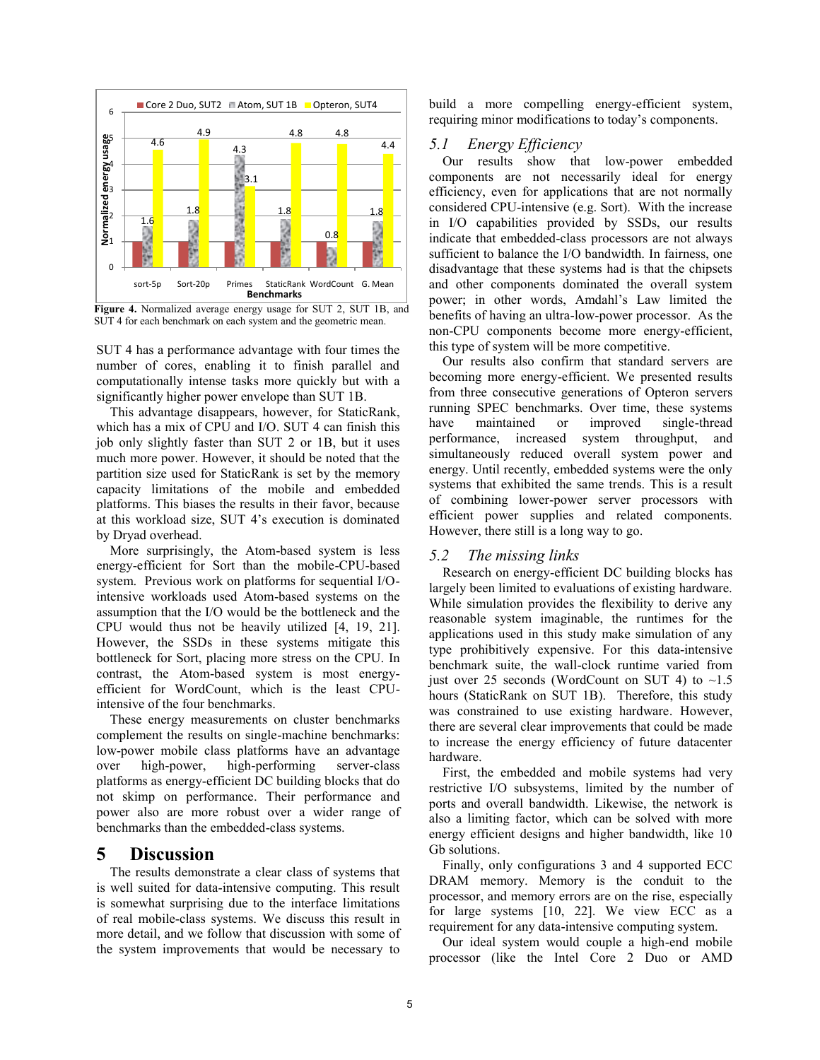Core 2 Duo, SUT2 Atom, SUT 1B Opteron, SUT4

Normalized energy usage

6
5
4
3
2
1
0

4.6
1.6
4.9
1.8
4.3
3.1
4.8
1.8
4.8
0.8
4.4
1.8

sort-5p Sort-20p Primes StaticRank WordCount G. Mean

Benchmarks

**Figure 4.** Normalized average energy usage for SUT 2, SUT 1B, and SUT 4 for each benchmark on each system and the geometric mean.

SUT 4 has a performance advantage with four times the number of cores, enabling it to finish parallel and computationally intense tasks more quickly but with a significantly higher power envelope than SUT 1B.

This advantage disappears, however, for StaticRank, which has a mix of CPU and I/O. SUT 4 can finish this job only slightly faster than SUT 2 or 1B, but it uses much more power. However, it should be noted that the partition size used for StaticRank is set by the memory capacity limitations of the mobile and embedded platforms. This biases the results in their favor, because at this workload size, SUT 4's execution is dominated by Dryad overhead.

More surprisingly, the Atom-based system is less energy-efficient for Sort than the mobile-CPU-based system. Previous work on platforms for sequential I/O-intensive workloads used Atom-based systems on the assumption that the I/O would be the bottleneck and the CPU would thus not be heavily utilized [4, 19, 21]. However, the SSDs in these systems mitigate this bottleneck for Sort, placing more stress on the CPU. In contrast, the Atom-based system is most energy-efficient for WordCount, which is the least CPU-intensive of the four benchmarks.

These energy measurements on cluster benchmarks complement the results on single-machine benchmarks: low-power mobile class platforms have an advantage over high-power, high-performing server-class platforms as energy-efficient DC building blocks that do not skimp on performance. Their performance and power also are more robust over a wider range of benchmarks than the embedded-class systems.

# 5 Discussion

The results demonstrate a clear class of systems that is well suited for data-intensive computing. This result is somewhat surprising due to the interface limitations of real mobile-class systems. We discuss this result in more detail, and we follow that discussion with some of the system improvements that would be necessary to build a more compelling energy-efficient system, requiring minor modifications to today's components.

## 5.1 *Energy Efficiency*

Our results show that low-power embedded components are not necessarily ideal for energy efficiency, even for applications that are not normally considered CPU-intensive (e.g. Sort). With the increase in I/O capabilities provided by SSDs, our results indicate that embedded-class processors are not always sufficient to balance the I/O bandwidth. In fairness, one disadvantage that these systems had is that the chipsets and other components dominated the overall system power; in other words, Amdahl's Law limited the benefits of having an ultra-low-power processor. As the non-CPU components become more energy-efficient, this type of system will be more competitive.

Our results also confirm that standard servers are becoming more energy-efficient. We presented results from three consecutive generations of Opteron servers running SPEC benchmarks. Over time, these systems have maintained or improved single-thread performance, increased system throughput, and simultaneously reduced overall system power and energy. Until recently, embedded systems were the only systems that exhibited the same trends. This is a result of combining lower-power server processors with efficient power supplies and related components. However, there still is a long way to go.

## 5.2 *The missing links*

Research on energy-efficient DC building blocks has largely been limited to evaluations of existing hardware. While simulation provides the flexibility to derive any reasonable system imaginable, the runtimes for the applications used in this study make simulation of any type prohibitively expensive. For this data-intensive benchmark suite, the wall-clock runtime varied from just over 25 seconds (WordCount on SUT 4) to ~1.5 hours (StaticRank on SUT 1B). Therefore, this study was constrained to use existing hardware. However, there are several clear improvements that could be made to increase the energy efficiency of future datacenter hardware.

First, the embedded and mobile systems had very restrictive I/O subsystems, limited by the number of ports and overall bandwidth. Likewise, the network is also a limiting factor, which can be solved with more energy efficient designs and higher bandwidth, like 10 Gb solutions.

Finally, only configurations 3 and 4 supported ECC DRAM memory. Memory is the conduit to the processor, and memory errors are on the rise, especially for large systems [10, 22]. We view ECC as a requirement for any data-intensive computing system.

Our ideal system would couple a high-end mobile processor (like the Intel Core 2 Duo or AMD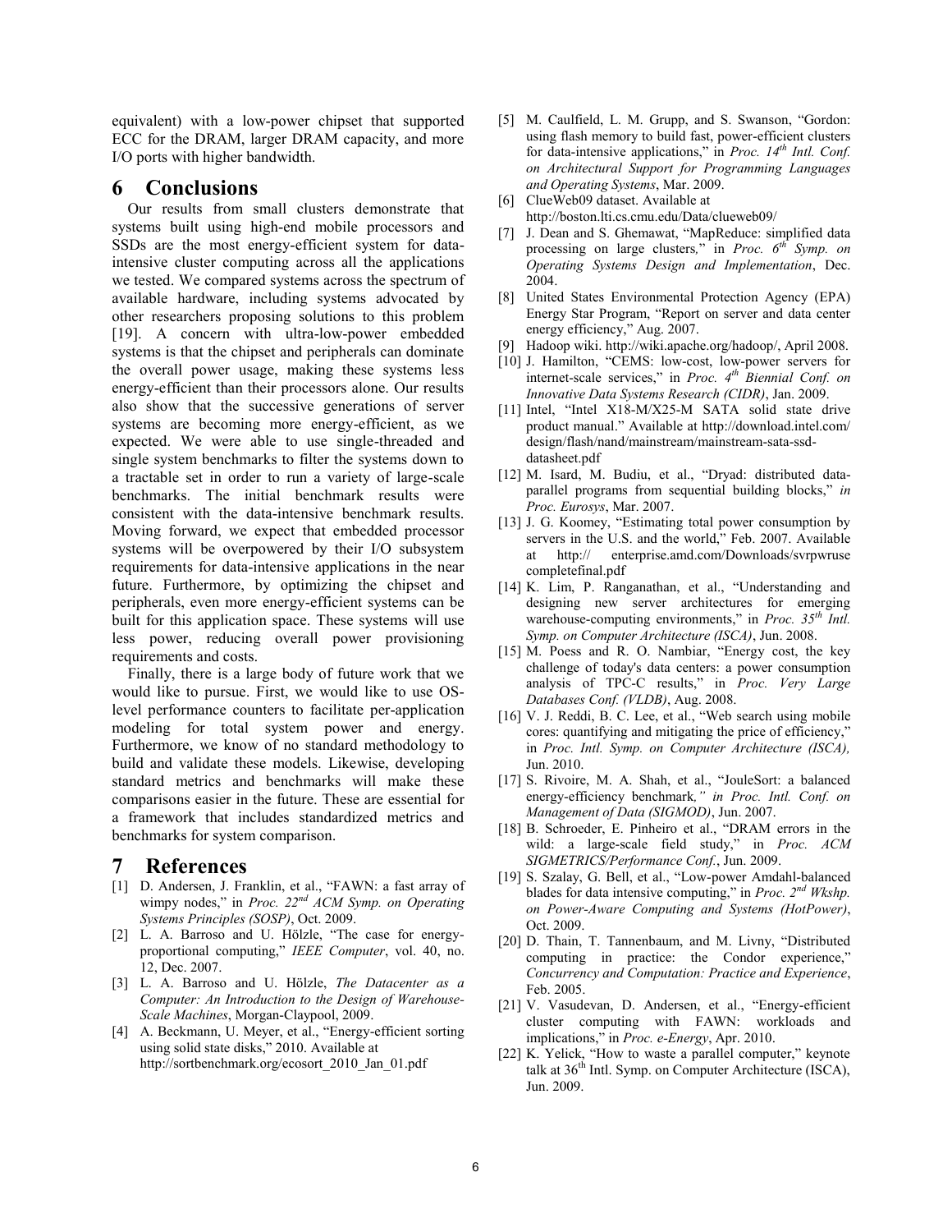equivalent) with a low-power chipset that supported ECC for the DRAM, larger DRAM capacity, and more I/O ports with higher bandwidth.

# 6 Conclusions

Our results from small clusters demonstrate that systems built using high-end mobile processors and SSDs are the most energy-efficient system for data-intensive cluster computing across all the applications we tested. We compared systems across the spectrum of available hardware, including systems advocated by other researchers proposing solutions to this problem [19]. A concern with ultra-low-power embedded systems is that the chipset and peripherals can dominate the overall power usage, making these systems less energy-efficient than their processors alone. Our results also show that the successive generations of server systems are becoming more energy-efficient, as we expected. We were able to use single-threaded and single system benchmarks to filter the systems down to a tractable set in order to run a variety of large-scale benchmarks. The initial benchmark results were consistent with the data-intensive benchmark results. Moving forward, we expect that embedded processor systems will be overpowered by their I/O subsystem requirements for data-intensive applications in the near future. Furthermore, by optimizing the chipset and peripherals, even more energy-efficient systems can be built for this application space. These systems will use less power, reducing overall power provisioning requirements and costs.

Finally, there is a large body of future work that we would like to pursue. First, we would like to use OS-level performance counters to facilitate per-application modeling for total system power and energy. Furthermore, we know of no standard methodology to build and validate these models. Likewise, developing standard metrics and benchmarks will make these comparisons easier in the future. These are essential for a framework that includes standardized metrics and benchmarks for system comparison.

# 7 References

[1] D. Andersen, J. Franklin, et al., "FAWN: a fast array of wimpy nodes," in *Proc. 22nd ACM Symp. on Operating Systems Principles (SOSP)*, Oct. 2009.

[2] L. A. Barroso and U. Hölzle, "The case for energy-proportional computing," *IEEE Computer*, vol. 40, no. 12, Dec. 2007.

[3] L. A. Barroso and U. Hölzle, *The Datacenter as a Computer: An Introduction to the Design of Warehouse-Scale Machines*, Morgan-Claypool, 2009.

[4] A. Beckmann, U. Meyer, et al., "Energy-efficient sorting using solid state disks," 2010. Available at http://sortbenchmark.org/ecosort_2010_Jan_01.pdf

[5] M. Caulfield, L. M. Grupp, and S. Swanson, "Gordon: using flash memory to build fast, power-efficient clusters for data-intensive applications," in *Proc. 14th Intl. Conf. on Architectural Support for Programming Languages and Operating Systems*, Mar. 2009.

[6] ClueWeb09 dataset. Available at http://boston.lti.cs.cmu.edu/Data/clueweb09/

[7] J. Dean and S. Ghemawat, "MapReduce: simplified data processing on large clusters," in *Proc. 6th Symp. on Operating Systems Design and Implementation*, Dec. 2004.

[8] United States Environmental Protection Agency (EPA) Energy Star Program, "Report on server and data center energy efficiency," Aug. 2007.

[9] Hadoop wiki. http://wiki.apache.org/hadoop/, April 2008.

[10] J. Hamilton, "CEMS: low-cost, low-power servers for internet-scale services," in *Proc. 4th Biennial Conf. on Innovative Data Systems Research (CIDR)*, Jan. 2009.

[11] Intel, "Intel X18-M/X25-M SATA solid state drive product manual." Available at http://download.intel.com/design/flash/nand/mainstream/mainstream-sata-ssd-datasheet.pdf

[12] M. Isard, M. Budiu, et al., "Dryad: distributed data-parallel programs from sequential building blocks," *in Proc. Eurosys*, Mar. 2007.

[13] J. G. Koomey, "Estimating total power consumption by servers in the U.S. and the world," Feb. 2007. Available at http:// enterprise.amd.com/Downloads/svrpwrusecompletefinal.pdf

[14] K. Lim, P. Ranganathan, et al., "Understanding and designing new server architectures for emerging warehouse-computing environments," in *Proc. 35th Intl. Symp. on Computer Architecture (ISCA)*, Jun. 2008.

[15] M. Poess and R. O. Nambiar, "Energy cost, the key challenge of today's data centers: a power consumption analysis of TPC-C results," in *Proc. Very Large Databases Conf. (VLDB)*, Aug. 2008.

[16] V. J. Reddi, B. C. Lee, et al., "Web search using mobile cores: quantifying and mitigating the price of efficiency," in *Proc. Intl. Symp. on Computer Architecture (ISCA),* Jun. 2010.

[17] S. Rivoire, M. A. Shah, et al., "JouleSort: a balanced energy-efficiency benchmark*," in Proc. Intl. Conf. on Management of Data (SIGMOD)*, Jun. 2007.

[18] B. Schroeder, E. Pinheiro et al., "DRAM errors in the wild: a large-scale field study," in *Proc. ACM SIGMETRICS/Performance Conf.*, Jun. 2009.

[19] S. Szalay, G. Bell, et al., "Low-power Amdahl-balanced blades for data intensive computing," in *Proc. 2nd Wkshp. on Power-Aware Computing and Systems (HotPower)*, Oct. 2009.

[20] D. Thain, T. Tannenbaum, and M. Livny, "Distributed computing in practice: the Condor experience," *Concurrency and Computation: Practice and Experience*, Feb. 2005.

[21] V. Vasudevan, D. Andersen, et al., "Energy-efficient cluster computing with FAWN: workloads and implications," in *Proc. e-Energy*, Apr. 2010.

[22] K. Yelick, "How to waste a parallel computer," keynote talk at 36th Intl. Symp. on Computer Architecture (ISCA), Jun. 2009.